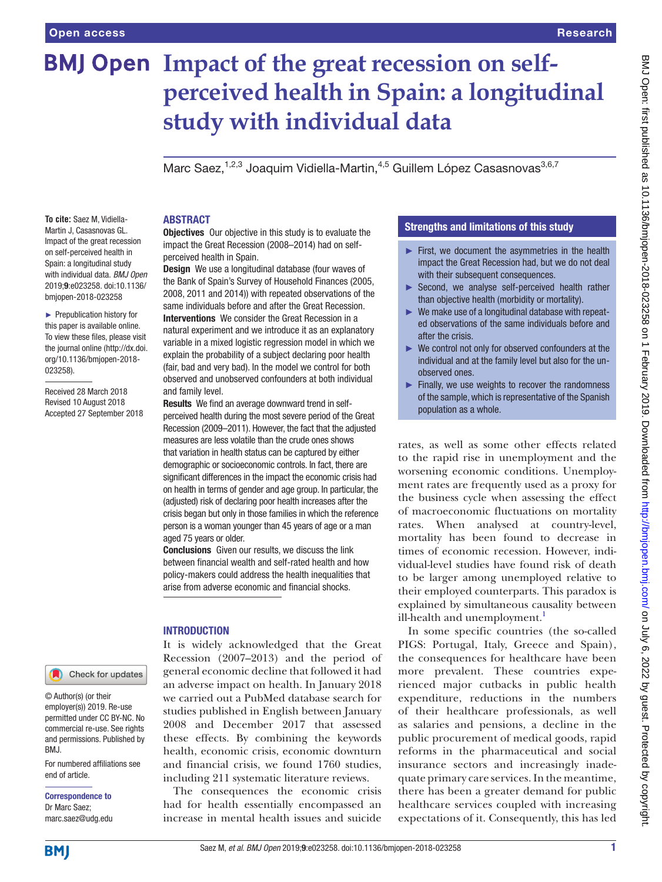# Impact of the great recession on self-perceived health in Spain: a longitudinal study with individual data

Marc Saez,[1,2,3] Joaquim Vidiella-Martin,[4,5] Guillem López Casasnovas[3,6,7]

**To cite:** Saez M, Vidiella-Martin J, Casasnovas GL. Impact of the great recession on self-perceived health in Spain: a longitudinal study with individual data. *BMJ Open* 2019;**9**:e023258. doi:10.1136/bmjopen-2018-023258

► Prepublication history for this paper is available online. To view these files, please visit the journal online (http://dx.doi.org/10.1136/bmjopen-2018-023258).

Received 28 March 2018
Revised 10 August 2018
Accepted 27 September 2018

© Author(s) (or their employer(s)) 2019. Re-use permitted under CC BY-NC. No commercial re-use. See rights and permissions. Published by BMJ.

For numbered affiliations see end of article.

**Correspondence to**
Dr Marc Saez;
marc.saez@udg.edu

## ABSTRACT

**Objectives** Our objective in this study is to evaluate the impact the Great Recession (2008–2014) had on self-perceived health in Spain.

**Design** We use a longitudinal database (four waves of the Bank of Spain's Survey of Household Finances (2005, 2008, 2011 and 2014)) with repeated observations of the same individuals before and after the Great Recession.

**Interventions** We consider the Great Recession in a natural experiment and we introduce it as an explanatory variable in a mixed logistic regression model in which we explain the probability of a subject declaring poor health (fair, bad and very bad). In the model we control for both observed and unobserved confounders at both individual and family level.

**Results** We find an average downward trend in self-perceived health during the most severe period of the Great Recession (2009–2011). However, the fact that the adjusted measures are less volatile than the crude ones shows that variation in health status can be captured by either demographic or socioeconomic controls. In fact, there are significant differences in the impact the economic crisis had on health in terms of gender and age group. In particular, the (adjusted) risk of declaring poor health increases after the crisis began but only in those families in which the reference person is a woman younger than 45 years of age or a man aged 75 years or older.

**Conclusions** Given our results, we discuss the link between financial wealth and self-rated health and how policy-makers could address the health inequalities that arise from adverse economic and financial shocks.

## Strengths and limitations of this study

- ► First, we document the asymmetries in the health impact the Great Recession had, but we do not deal with their subsequent consequences.
- ► Second, we analyse self-perceived health rather than objective health (morbidity or mortality).
- ► We make use of a longitudinal database with repeated observations of the same individuals before and after the crisis.
- ► We control not only for observed confounders at the individual and at the family level but also for the unobserved ones.
- ► Finally, we use weights to recover the randomness of the sample, which is representative of the Spanish population as a whole.

## INTRODUCTION

It is widely acknowledged that the Great Recession (2007–2013) and the period of general economic decline that followed it had an adverse impact on health. In January 2018 we carried out a PubMed database search for studies published in English between January 2008 and December 2017 that assessed these effects. By combining the keywords health, economic crisis, economic downturn and financial crisis, we found 1760 studies, including 211 systematic literature reviews.

The consequences the economic crisis had for health essentially encompassed an increase in mental health issues and suicide rates, as well as some other effects related to the rapid rise in unemployment and the worsening economic conditions. Unemployment rates are frequently used as a proxy for the business cycle when assessing the effect of macroeconomic fluctuations on mortality rates. When analysed at country-level, mortality has been found to decrease in times of economic recession. However, individual-level studies have found risk of death to be larger among unemployed relative to their employed counterparts. This paradox is explained by simultaneous causality between ill-health and unemployment.[1]

In some specific countries (the so-called PIGS: Portugal, Italy, Greece and Spain), the consequences for healthcare have been more prevalent. These countries experienced major cutbacks in public health expenditure, reductions in the numbers of their healthcare professionals, as well as salaries and pensions, a decline in the public procurement of medical goods, rapid reforms in the pharmaceutical and social insurance sectors and increasingly inadequate primary care services. In the meantime, there has been a greater demand for public healthcare services coupled with increasing expectations of it. Consequently, this has led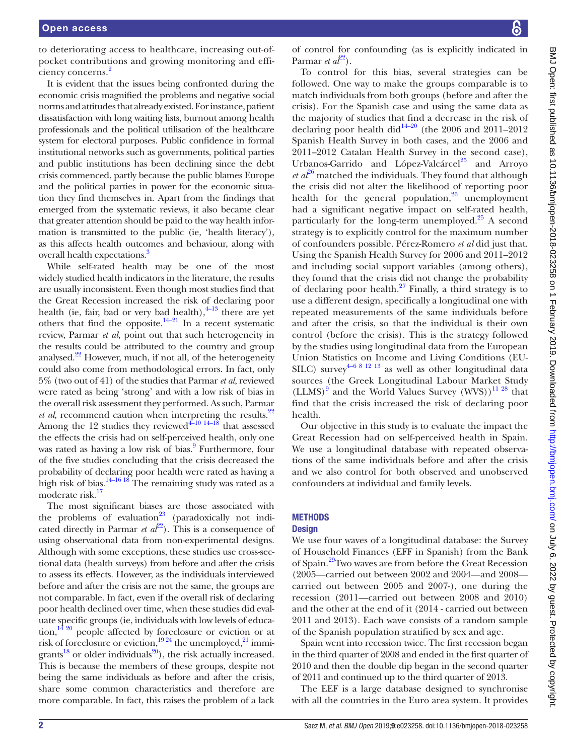to deteriorating access to healthcare, increasing out-of-pocket contributions and growing monitoring and efficiency concerns.[2]

It is evident that the issues being confronted during the economic crisis magnified the problems and negative social norms and attitudes that already existed. For instance, patient dissatisfaction with long waiting lists, burnout among health professionals and the political utilisation of the healthcare system for electoral purposes. Public confidence in formal institutional networks such as governments, political parties and public institutions has been declining since the debt crisis commenced, partly because the public blames Europe and the political parties in power for the economic situation they find themselves in. Apart from the findings that emerged from the systematic reviews, it also became clear that greater attention should be paid to the way health information is transmitted to the public (ie, 'health literacy'), as this affects health outcomes and behaviour, along with overall health expectations.[3]

While self-rated health may be one of the most widely studied health indicators in the literature, the results are usually inconsistent. Even though most studies find that the Great Recession increased the risk of declaring poor health (ie, fair, bad or very bad health),[4–13] there are yet others that find the opposite.[14–21] In a recent systematic review, Parmar *et al*, point out that such heterogeneity in the results could be attributed to the country and group analysed.[22] However, much, if not all, of the heterogeneity could also come from methodological errors. In fact, only 5% (two out of 41) of the studies that Parmar *et al*, reviewed were rated as being 'strong' and with a low risk of bias in the overall risk assessment they performed. As such, Parmar *et al*, recommend caution when interpreting the results.[22] Among the 12 studies they reviewed[4–10 14–18] that assessed the effects the crisis had on self-perceived health, only one was rated as having a low risk of bias.[9] Furthermore, four of the five studies concluding that the crisis decreased the probability of declaring poor health were rated as having a high risk of bias.[14–16 18] The remaining study was rated as a moderate risk.[17]

The most significant biases are those associated with the problems of evaluation[23] (paradoxically not indicated directly in Parmar *et al*[22]). This is a consequence of using observational data from non-experimental designs. Although with some exceptions, these studies use cross-sectional data (health surveys) from before and after the crisis to assess its effects. However, as the individuals interviewed before and after the crisis are not the same, the groups are not comparable. In fact, even if the overall risk of declaring poor health declined over time, when these studies did evaluate specific groups (ie, individuals with low levels of education,[14 20] people affected by foreclosure or eviction or at risk of foreclosure or eviction,[19 24] the unemployed,[21] immigrants[18] or older individuals[20]), the risk actually increased. This is because the members of these groups, despite not being the same individuals as before and after the crisis, share some common characteristics and therefore are more comparable. In fact, this raises the problem of a lack of control for confounding (as is explicitly indicated in Parmar *et al*[22]).

To control for this bias, several strategies can be followed. One way to make the groups comparable is to match individuals from both groups (before and after the crisis). For the Spanish case and using the same data as the majority of studies that find a decrease in the risk of declaring poor health did[14–20] (the 2006 and 2011–2012 Spanish Health Survey in both cases, and the 2006 and 2011–2012 Catalan Health Survey in the second case), Urbanos-Garrido and López-Valcárcel[25] and Arroyo *et al*[26] matched the individuals. They found that although the crisis did not alter the likelihood of reporting poor health for the general population,[26] unemployment had a significant negative impact on self-rated health, particularly for the long-term unemployed.[25] A second strategy is to explicitly control for the maximum number of confounders possible. Pérez-Romero *et al* did just that. Using the Spanish Health Survey for 2006 and 2011–2012 and including social support variables (among others), they found that the crisis did not change the probability of declaring poor health.[27] Finally, a third strategy is to use a different design, specifically a longitudinal one with repeated measurements of the same individuals before and after the crisis, so that the individual is their own control (before the crisis). This is the strategy followed by the studies using longitudinal data from the European Union Statistics on Income and Living Conditions (EU-SILC) survey[4–6 8 12 13] as well as other longitudinal data sources (the Greek Longitudinal Labour Market Study (LLMS)[9] and the World Values Survey (WVS))[11 28] that find that the crisis increased the risk of declaring poor health.

Our objective in this study is to evaluate the impact the Great Recession had on self-perceived health in Spain. We use a longitudinal database with repeated observations of the same individuals before and after the crisis and we also control for both observed and unobserved confounders at individual and family levels.

## METHODS

### Design

We use four waves of a longitudinal database: the Survey of Household Finances (EFF in Spanish) from the Bank of Spain.[29] Two waves are from before the Great Recession (2005—carried out between 2002 and 2004—and 2008—carried out between 2005 and 2007-), one during the recession (2011—carried out between 2008 and 2010) and the other at the end of it (2014 - carried out between 2011 and 2013). Each wave consists of a random sample of the Spanish population stratified by sex and age.

Spain went into recession twice. The first recession began in the third quarter of 2008 and ended in the first quarter of 2010 and then the double dip began in the second quarter of 2011 and continued up to the third quarter of 2013.

The EEF is a large database designed to synchronise with all the countries in the Euro area system. It provides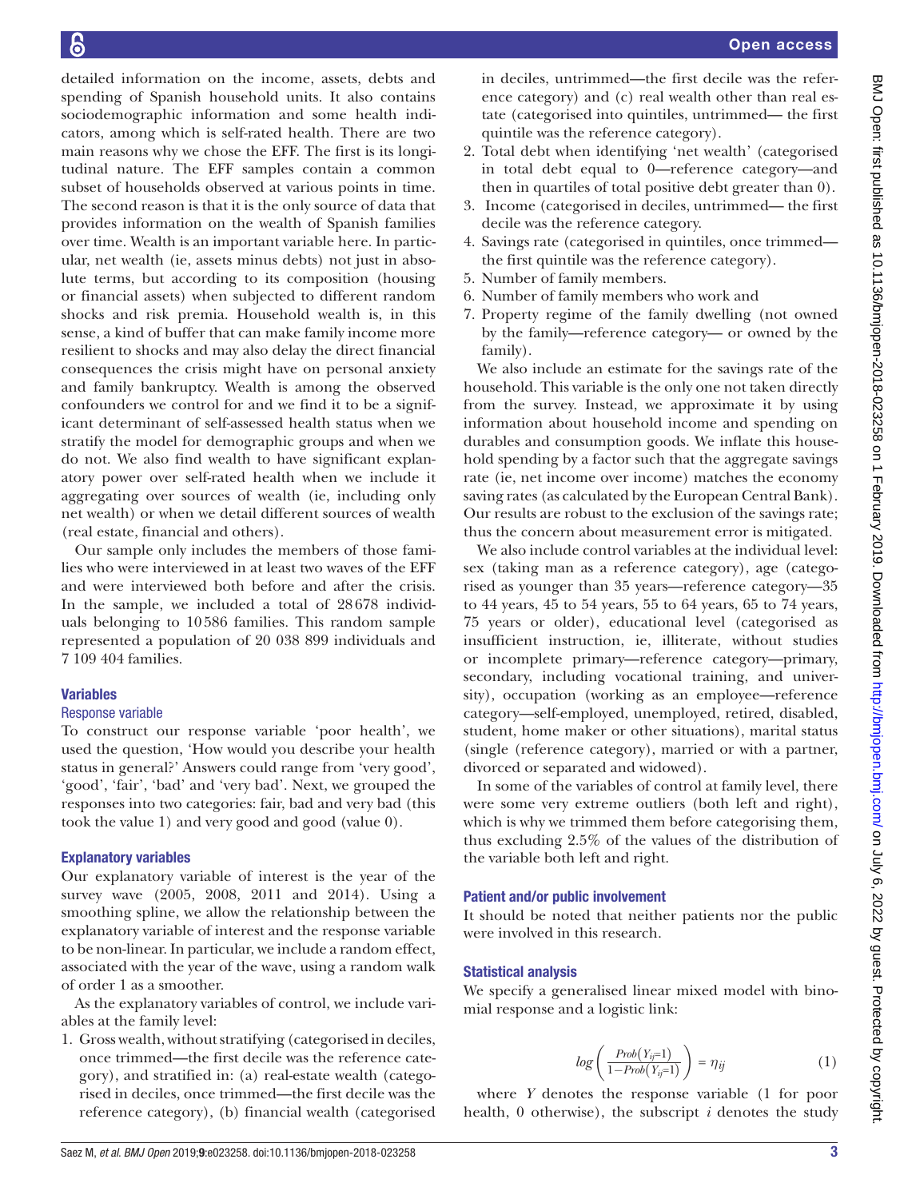detailed information on the income, assets, debts and spending of Spanish household units. It also contains sociodemographic information and some health indicators, among which is self-rated health. There are two main reasons why we chose the EFF. The first is its longitudinal nature. The EFF samples contain a common subset of households observed at various points in time. The second reason is that it is the only source of data that provides information on the wealth of Spanish families over time. Wealth is an important variable here. In particular, net wealth (ie, assets minus debts) not just in absolute terms, but according to its composition (housing or financial assets) when subjected to different random shocks and risk premia. Household wealth is, in this sense, a kind of buffer that can make family income more resilient to shocks and may also delay the direct financial consequences the crisis might have on personal anxiety and family bankruptcy. Wealth is among the observed confounders we control for and we find it to be a significant determinant of self-assessed health status when we stratify the model for demographic groups and when we do not. We also find wealth to have significant explanatory power over self-rated health when we include it aggregating over sources of wealth (ie, including only net wealth) or when we detail different sources of wealth (real estate, financial and others).

Our sample only includes the members of those families who were interviewed in at least two waves of the EFF and were interviewed both before and after the crisis. In the sample, we included a total of 28 678 individuals belonging to 10 586 families. This random sample represented a population of 20 038 899 individuals and 7 109 404 families.

## Variables

### Response variable

To construct our response variable 'poor health', we used the question, 'How would you describe your health status in general?' Answers could range from 'very good', 'good', 'fair', 'bad' and 'very bad'. Next, we grouped the responses into two categories: fair, bad and very bad (this took the value 1) and very good and good (value 0).

### Explanatory variables

Our explanatory variable of interest is the year of the survey wave (2005, 2008, 2011 and 2014). Using a smoothing spline, we allow the relationship between the explanatory variable of interest and the response variable to be non-linear. In particular, we include a random effect, associated with the year of the wave, using a random walk of order 1 as a smoother.

As the explanatory variables of control, we include variables at the family level:

1. Gross wealth, without stratifying (categorised in deciles, once trimmed—the first decile was the reference category), and stratified in: (a) real-estate wealth (categorised in deciles, once trimmed—the first decile was the reference category), (b) financial wealth (categorised in deciles, untrimmed—the first decile was the reference category) and (c) real wealth other than real estate (categorised into quintiles, untrimmed— the first quintile was the reference category).
2. Total debt when identifying 'net wealth' (categorised in total debt equal to 0—reference category—and then in quartiles of total positive debt greater than 0).
3. Income (categorised in deciles, untrimmed— the first decile was the reference category.
4. Savings rate (categorised in quintiles, once trimmed—the first quintile was the reference category).
5. Number of family members.
6. Number of family members who work and
7. Property regime of the family dwelling (not owned by the family—reference category— or owned by the family).

We also include an estimate for the savings rate of the household. This variable is the only one not taken directly from the survey. Instead, we approximate it by using information about household income and spending on durables and consumption goods. We inflate this household spending by a factor such that the aggregate savings rate (ie, net income over income) matches the economy saving rates (as calculated by the European Central Bank). Our results are robust to the exclusion of the savings rate; thus the concern about measurement error is mitigated.

We also include control variables at the individual level: sex (taking man as a reference category), age (categorised as younger than 35 years—reference category—35 to 44 years, 45 to 54 years, 55 to 64 years, 65 to 74 years, 75 years or older), educational level (categorised as insufficient instruction, ie, illiterate, without studies or incomplete primary—reference category—primary, secondary, including vocational training, and university), occupation (working as an employee—reference category—self-employed, unemployed, retired, disabled, student, home maker or other situations), marital status (single (reference category), married or with a partner, divorced or separated and widowed).

In some of the variables of control at family level, there were some very extreme outliers (both left and right), which is why we trimmed them before categorising them, thus excluding 2.5% of the values of the distribution of the variable both left and right.

## Patient and/or public involvement

It should be noted that neither patients nor the public were involved in this research.

## Statistical analysis

We specify a generalised linear mixed model with binomial response and a logistic link:

$$log\left(\frac{Prob\left(Y_{ij}=1\right)}{1-Prob\left(Y_{ij}=1\right)}\right) = \eta_{ij} \tag{1}$$

where $Y$ denotes the response variable (1 for poor health, 0 otherwise), the subscript $i$ denotes the study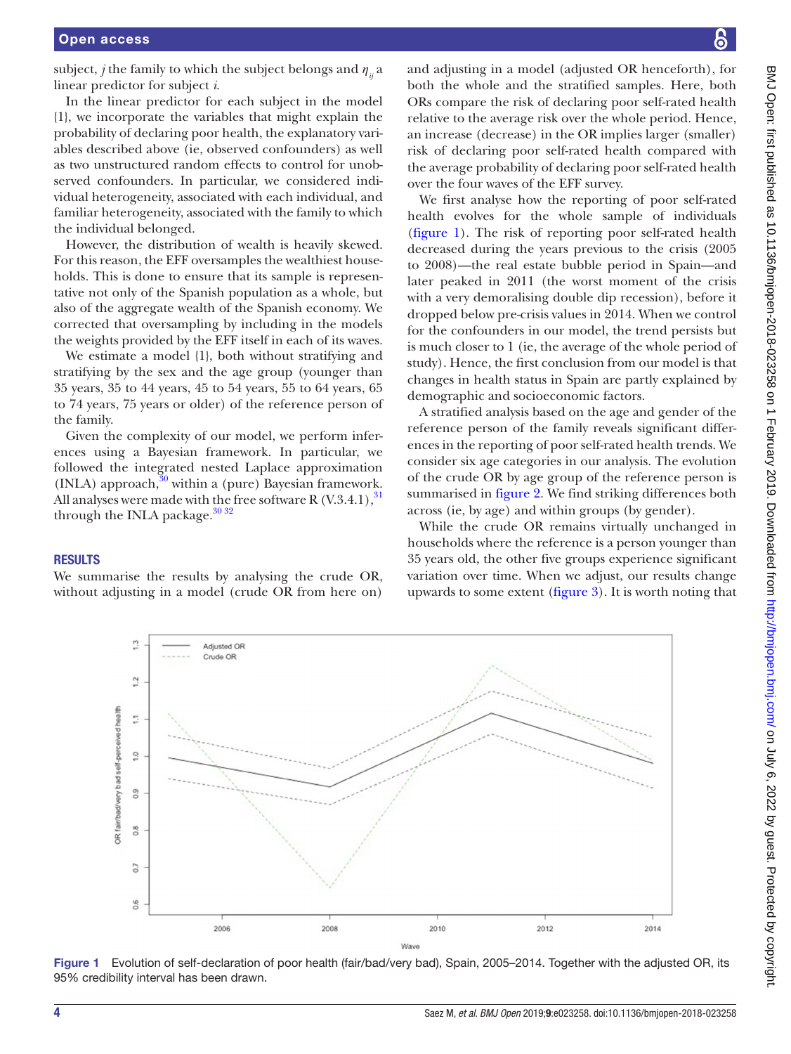subject, $j$ the family to which the subject belongs and $\eta_{ij}$ a linear predictor for subject $i$.

In the linear predictor for each subject in the model {1}, we incorporate the variables that might explain the probability of declaring poor health, the explanatory variables described above (ie, observed confounders) as well as two unstructured random effects to control for unobserved confounders. In particular, we considered individual heterogeneity, associated with each individual, and familiar heterogeneity, associated with the family to which the individual belonged.

However, the distribution of wealth is heavily skewed. For this reason, the EFF oversamples the wealthiest households. This is done to ensure that its sample is representative not only of the Spanish population as a whole, but also of the aggregate wealth of the Spanish economy. We corrected that oversampling by including in the models the weights provided by the EFF itself in each of its waves.

We estimate a model {1}, both without stratifying and stratifying by the sex and the age group (younger than 35 years, 35 to 44 years, 45 to 54 years, 55 to 64 years, 65 to 74 years, 75 years or older) of the reference person of the family.

Given the complexity of our model, we perform inferences using a Bayesian framework. In particular, we followed the integrated nested Laplace approximation (INLA) approach,[30] within a (pure) Bayesian framework. All analyses were made with the free software R (V.3.4.1),[31] through the INLA package.[30 32]

## RESULTS

We summarise the results by analysing the crude OR, without adjusting in a model (crude OR from here on) and adjusting in a model (adjusted OR henceforth), for both the whole and the stratified samples. Here, both ORs compare the risk of declaring poor self-rated health relative to the average risk over the whole period. Hence, an increase (decrease) in the OR implies larger (smaller) risk of declaring poor self-rated health compared with the average probability of declaring poor self-rated health over the four waves of the EFF survey.

We first analyse how the reporting of poor self-rated health evolves for the whole sample of individuals (figure 1). The risk of reporting poor self-rated health decreased during the years previous to the crisis (2005 to 2008)—the real estate bubble period in Spain—and later peaked in 2011 (the worst moment of the crisis with a very demoralising double dip recession), before it dropped below pre-crisis values in 2014. When we control for the confounders in our model, the trend persists but is much closer to 1 (ie, the average of the whole period of study). Hence, the first conclusion from our model is that changes in health status in Spain are partly explained by demographic and socioeconomic factors.

A stratified analysis based on the age and gender of the reference person of the family reveals significant differences in the reporting of poor self-rated health trends. We consider six age categories in our analysis. The evolution of the crude OR by age group of the reference person is summarised in figure 2. We find striking differences both across (ie, by age) and within groups (by gender).

While the crude OR remains virtually unchanged in households where the reference is a person younger than 35 years old, the other five groups experience significant variation over time. When we adjust, our results change upwards to some extent (figure 3). It is worth noting that

Figure 1 Evolution of self-declaration of poor health (fair/bad/very bad), Spain, 2005–2014. Together with the adjusted OR, its 95% credibility interval has been drawn.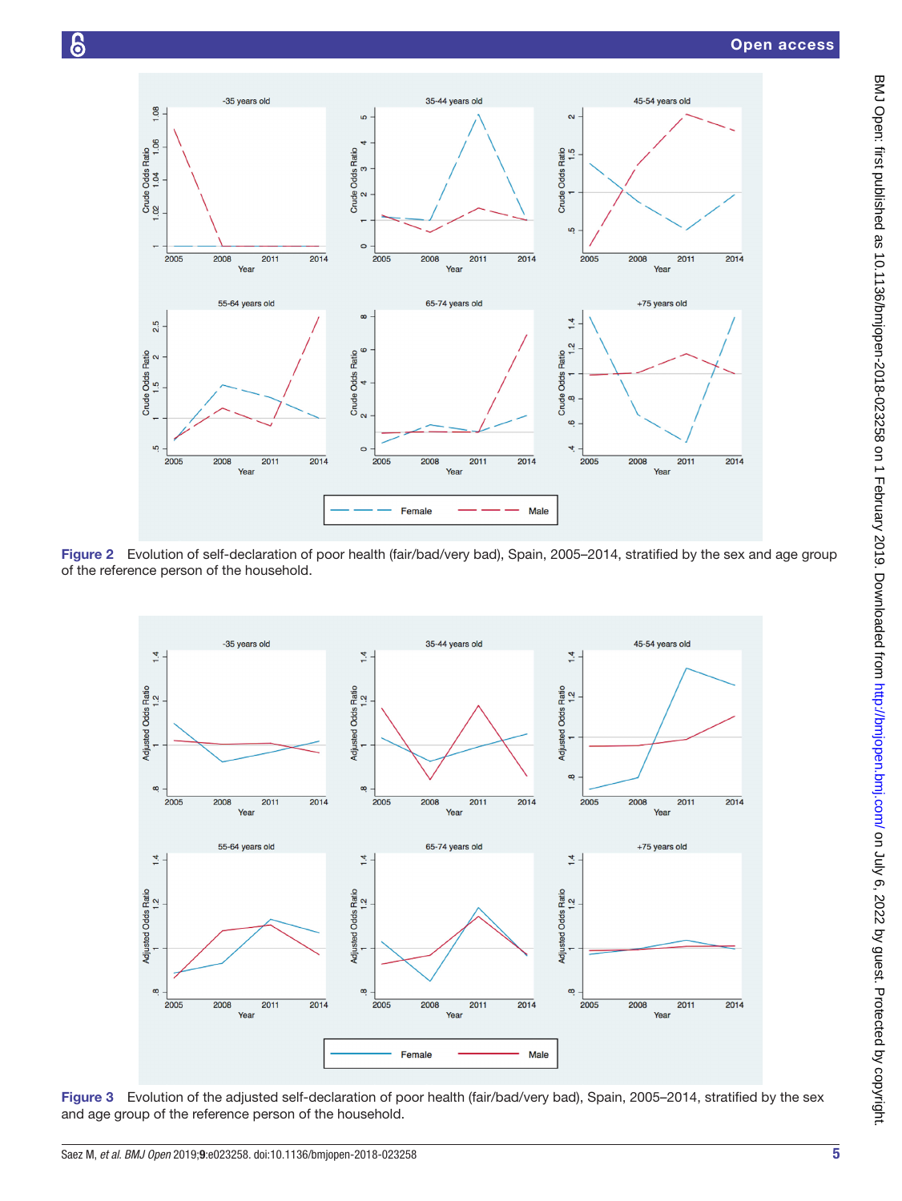Figure 2 Evolution of self-declaration of poor health (fair/bad/very bad), Spain, 2005–2014, stratified by the sex and age group of the reference person of the household.

Figure 3 Evolution of the adjusted self-declaration of poor health (fair/bad/very bad), Spain, 2005–2014, stratified by the sex and age group of the reference person of the household.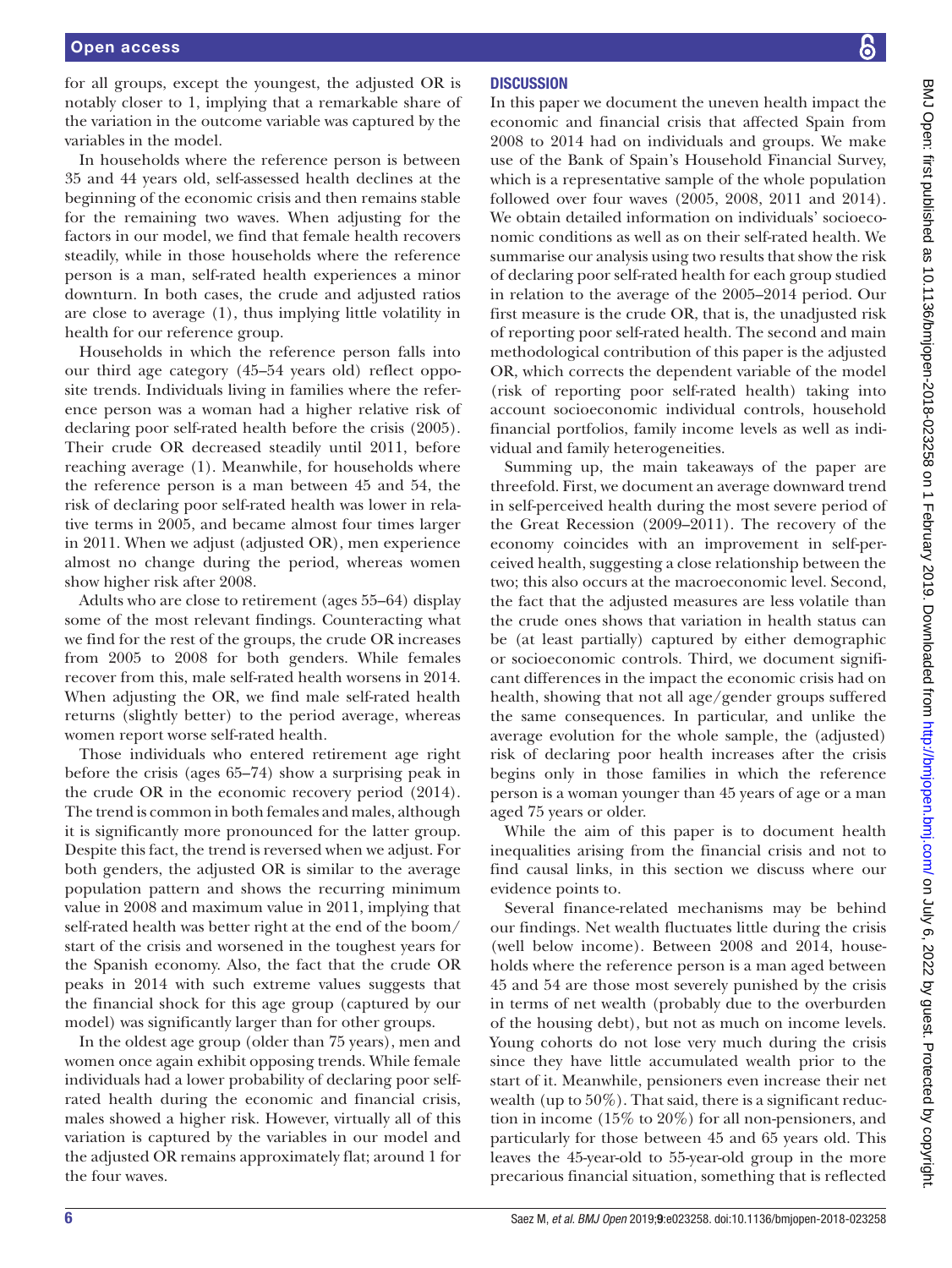for all groups, except the youngest, the adjusted OR is notably closer to 1, implying that a remarkable share of the variation in the outcome variable was captured by the variables in the model.

In households where the reference person is between 35 and 44 years old, self-assessed health declines at the beginning of the economic crisis and then remains stable for the remaining two waves. When adjusting for the factors in our model, we find that female health recovers steadily, while in those households where the reference person is a man, self-rated health experiences a minor downturn. In both cases, the crude and adjusted ratios are close to average (1), thus implying little volatility in health for our reference group.

Households in which the reference person falls into our third age category (45–54 years old) reflect opposite trends. Individuals living in families where the reference person was a woman had a higher relative risk of declaring poor self-rated health before the crisis (2005). Their crude OR decreased steadily until 2011, before reaching average (1). Meanwhile, for households where the reference person is a man between 45 and 54, the risk of declaring poor self-rated health was lower in relative terms in 2005, and became almost four times larger in 2011. When we adjust (adjusted OR), men experience almost no change during the period, whereas women show higher risk after 2008.

Adults who are close to retirement (ages 55–64) display some of the most relevant findings. Counteracting what we find for the rest of the groups, the crude OR increases from 2005 to 2008 for both genders. While females recover from this, male self-rated health worsens in 2014. When adjusting the OR, we find male self-rated health returns (slightly better) to the period average, whereas women report worse self-rated health.

Those individuals who entered retirement age right before the crisis (ages 65–74) show a surprising peak in the crude OR in the economic recovery period (2014). The trend is common in both females and males, although it is significantly more pronounced for the latter group. Despite this fact, the trend is reversed when we adjust. For both genders, the adjusted OR is similar to the average population pattern and shows the recurring minimum value in 2008 and maximum value in 2011, implying that self-rated health was better right at the end of the boom/start of the crisis and worsened in the toughest years for the Spanish economy. Also, the fact that the crude OR peaks in 2014 with such extreme values suggests that the financial shock for this age group (captured by our model) was significantly larger than for other groups.

In the oldest age group (older than 75 years), men and women once again exhibit opposing trends. While female individuals had a lower probability of declaring poor self-rated health during the economic and financial crisis, males showed a higher risk. However, virtually all of this variation is captured by the variables in our model and the adjusted OR remains approximately flat; around 1 for the four waves.

## DISCUSSION

In this paper we document the uneven health impact the economic and financial crisis that affected Spain from 2008 to 2014 had on individuals and groups. We make use of the Bank of Spain's Household Financial Survey, which is a representative sample of the whole population followed over four waves (2005, 2008, 2011 and 2014). We obtain detailed information on individuals' socioeconomic conditions as well as on their self-rated health. We summarise our analysis using two results that show the risk of declaring poor self-rated health for each group studied in relation to the average of the 2005–2014 period. Our first measure is the crude OR, that is, the unadjusted risk of reporting poor self-rated health. The second and main methodological contribution of this paper is the adjusted OR, which corrects the dependent variable of the model (risk of reporting poor self-rated health) taking into account socioeconomic individual controls, household financial portfolios, family income levels as well as individual and family heterogeneities.

Summing up, the main takeaways of the paper are threefold. First, we document an average downward trend in self-perceived health during the most severe period of the Great Recession (2009–2011). The recovery of the economy coincides with an improvement in self-perceived health, suggesting a close relationship between the two; this also occurs at the macroeconomic level. Second, the fact that the adjusted measures are less volatile than the crude ones shows that variation in health status can be (at least partially) captured by either demographic or socioeconomic controls. Third, we document significant differences in the impact the economic crisis had on health, showing that not all age/gender groups suffered the same consequences. In particular, and unlike the average evolution for the whole sample, the (adjusted) risk of declaring poor health increases after the crisis begins only in those families in which the reference person is a woman younger than 45 years of age or a man aged 75 years or older.

While the aim of this paper is to document health inequalities arising from the financial crisis and not to find causal links, in this section we discuss where our evidence points to.

Several finance-related mechanisms may be behind our findings. Net wealth fluctuates little during the crisis (well below income). Between 2008 and 2014, households where the reference person is a man aged between 45 and 54 are those most severely punished by the crisis in terms of net wealth (probably due to the overburden of the housing debt), but not as much on income levels. Young cohorts do not lose very much during the crisis since they have little accumulated wealth prior to the start of it. Meanwhile, pensioners even increase their net wealth (up to 50%). That said, there is a significant reduction in income (15% to 20%) for all non-pensioners, and particularly for those between 45 and 65 years old. This leaves the 45-year-old to 55-year-old group in the more precarious financial situation, something that is reflected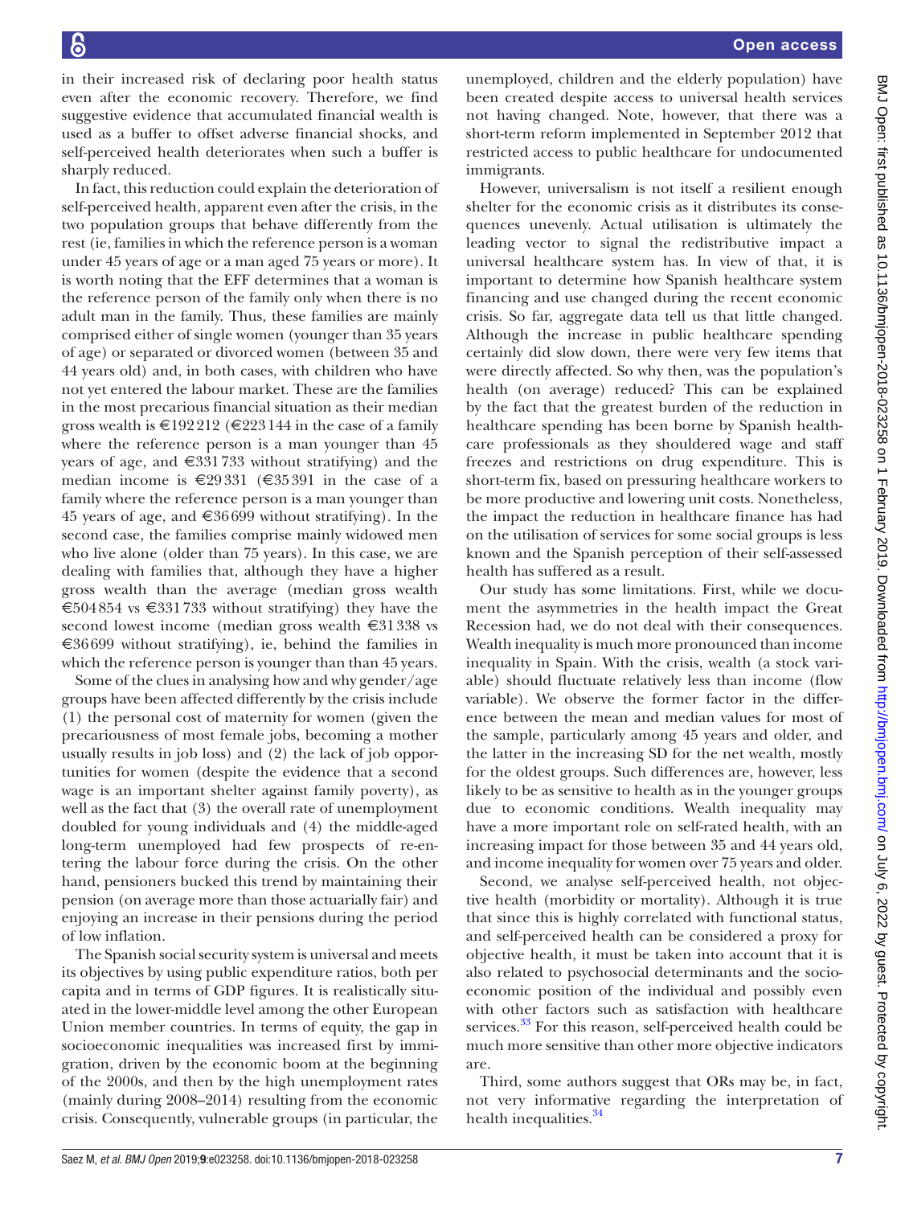in their increased risk of declaring poor health status even after the economic recovery. Therefore, we find suggestive evidence that accumulated financial wealth is used as a buffer to offset adverse financial shocks, and self-perceived health deteriorates when such a buffer is sharply reduced.

In fact, this reduction could explain the deterioration of self-perceived health, apparent even after the crisis, in the two population groups that behave differently from the rest (ie, families in which the reference person is a woman under 45 years of age or a man aged 75 years or more). It is worth noting that the EFF determines that a woman is the reference person of the family only when there is no adult man in the family. Thus, these families are mainly comprised either of single women (younger than 35 years of age) or separated or divorced women (between 35 and 44 years old) and, in both cases, with children who have not yet entered the labour market. These are the families in the most precarious financial situation as their median gross wealth is €192 212 (€223 144 in the case of a family where the reference person is a man younger than 45 years of age, and €331 733 without stratifying) and the median income is €29 331 (€35 391 in the case of a family where the reference person is a man younger than 45 years of age, and €36 699 without stratifying). In the second case, the families comprise mainly widowed men who live alone (older than 75 years). In this case, we are dealing with families that, although they have a higher gross wealth than the average (median gross wealth €504 854 vs €331 733 without stratifying) they have the second lowest income (median gross wealth €31 338 vs €36 699 without stratifying), ie, behind the families in which the reference person is younger than than 45 years.

Some of the clues in analysing how and why gender/age groups have been affected differently by the crisis include (1) the personal cost of maternity for women (given the precariousness of most female jobs, becoming a mother usually results in job loss) and (2) the lack of job opportunities for women (despite the evidence that a second wage is an important shelter against family poverty), as well as the fact that (3) the overall rate of unemployment doubled for young individuals and (4) the middle-aged long-term unemployed had few prospects of re-entering the labour force during the crisis. On the other hand, pensioners bucked this trend by maintaining their pension (on average more than those actuarially fair) and enjoying an increase in their pensions during the period of low inflation.

The Spanish social security system is universal and meets its objectives by using public expenditure ratios, both per capita and in terms of GDP figures. It is realistically situated in the lower-middle level among the other European Union member countries. In terms of equity, the gap in socioeconomic inequalities was increased first by immigration, driven by the economic boom at the beginning of the 2000s, and then by the high unemployment rates (mainly during 2008–2014) resulting from the economic crisis. Consequently, vulnerable groups (in particular, the unemployed, children and the elderly population) have been created despite access to universal health services not having changed. Note, however, that there was a short-term reform implemented in September 2012 that restricted access to public healthcare for undocumented immigrants.

However, universalism is not itself a resilient enough shelter for the economic crisis as it distributes its consequences unevenly. Actual utilisation is ultimately the leading vector to signal the redistributive impact a universal healthcare system has. In view of that, it is important to determine how Spanish healthcare system financing and use changed during the recent economic crisis. So far, aggregate data tell us that little changed. Although the increase in public healthcare spending certainly did slow down, there were very few items that were directly affected. So why then, was the population's health (on average) reduced? This can be explained by the fact that the greatest burden of the reduction in healthcare spending has been borne by Spanish healthcare professionals as they shouldered wage and staff freezes and restrictions on drug expenditure. This is short-term fix, based on pressuring healthcare workers to be more productive and lowering unit costs. Nonetheless, the impact the reduction in healthcare finance has had on the utilisation of services for some social groups is less known and the Spanish perception of their self-assessed health has suffered as a result.

Our study has some limitations. First, while we document the asymmetries in the health impact the Great Recession had, we do not deal with their consequences. Wealth inequality is much more pronounced than income inequality in Spain. With the crisis, wealth (a stock variable) should fluctuate relatively less than income (flow variable). We observe the former factor in the difference between the mean and median values for most of the sample, particularly among 45 years and older, and the latter in the increasing SD for the net wealth, mostly for the oldest groups. Such differences are, however, less likely to be as sensitive to health as in the younger groups due to economic conditions. Wealth inequality may have a more important role on self-rated health, with an increasing impact for those between 35 and 44 years old, and income inequality for women over 75 years and older.

Second, we analyse self-perceived health, not objective health (morbidity or mortality). Although it is true that since this is highly correlated with functional status, and self-perceived health can be considered a proxy for objective health, it must be taken into account that it is also related to psychosocial determinants and the socioeconomic position of the individual and possibly even with other factors such as satisfaction with healthcare services.[33] For this reason, self-perceived health could be much more sensitive than other more objective indicators are.

Third, some authors suggest that ORs may be, in fact, not very informative regarding the interpretation of health inequalities.[34]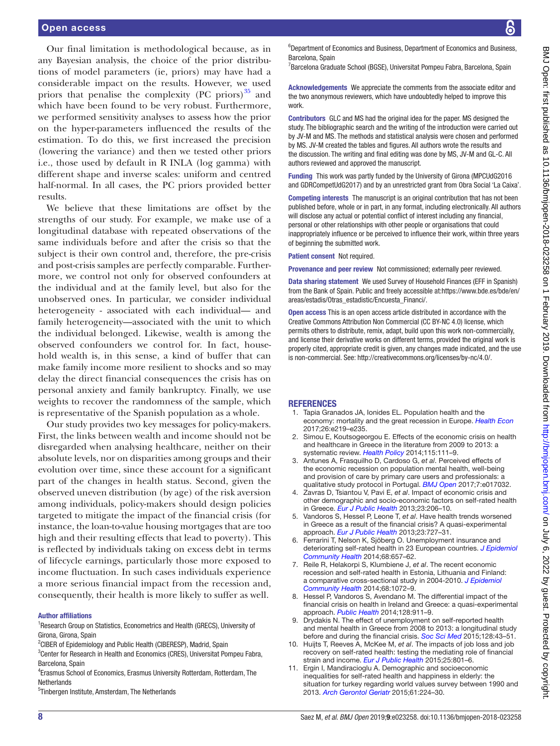Our final limitation is methodological because, as in any Bayesian analysis, the choice of the prior distributions of model parameters (ie, priors) may have had a considerable impact on the results. However, we used priors that penalise the complexity (PC priors)[35] and which have been found to be very robust. Furthermore, we performed sensitivity analyses to assess how the prior on the hyper-parameters influenced the results of the estimation. To do this, we first increased the precision (lowering the variance) and then we tested other priors i.e., those used by default in R INLA (log gamma) with different shape and inverse scales: uniform and centred half-normal. In all cases, the PC priors provided better results.

We believe that these limitations are offset by the strengths of our study. For example, we make use of a longitudinal database with repeated observations of the same individuals before and after the crisis so that the subject is their own control and, therefore, the pre-crisis and post-crisis samples are perfectly comparable. Furthermore, we control not only for observed confounders at the individual and at the family level, but also for the unobserved ones. In particular, we consider individual heterogeneity - associated with each individual— and family heterogeneity—associated with the unit to which the individual belonged. Likewise, wealth is among the observed confounders we control for. In fact, household wealth is, in this sense, a kind of buffer that can make family income more resilient to shocks and so may delay the direct financial consequences the crisis has on personal anxiety and family bankruptcy. Finally, we use weights to recover the randomness of the sample, which is representative of the Spanish population as a whole.

Our study provides two key messages for policy-makers. First, the links between wealth and income should not be disregarded when analysing healthcare, neither on their absolute levels, nor on disparities among groups and their evolution over time, since these account for a significant part of the changes in health status. Second, given the observed uneven distribution (by age) of the risk aversion among individuals, policy-makers should design policies targeted to mitigate the impact of the financial crisis (for instance, the loan-to-value housing mortgages that are too high and their resulting effects that lead to poverty). This is reflected by individuals taking on excess debt in terms of lifecycle earnings, particularly those more exposed to income fluctuation. In such cases individuals experience a more serious financial impact from the recession and, consequently, their health is more likely to suffer as well.

### Author affiliations

[1]Research Group on Statistics, Econometrics and Health (GRECS), University of Girona, Girona, Spain
[2]CIBER of Epidemiology and Public Health (CIBERESP), Madrid, Spain
[3]Center for Research in Health and Economics (CRES), Universitat Pompeu Fabra, Barcelona, Spain
[4]Erasmus School of Economics, Erasmus University Rotterdam, Rotterdam, The Netherlands
[5]Tinbergen Institute, Amsterdam, The Netherlands
[6]Department of Economics and Business, Department of Economics and Business, Barcelona, Spain
[7]Barcelona Graduate School (BGSE), Universitat Pompeu Fabra, Barcelona, Spain

**Acknowledgements** We appreciate the comments from the associate editor and the two anonymous reviewers, which have undoubtedly helped to improve this work.

**Contributors** GLC and MS had the original idea for the paper. MS designed the study. The bibliographic search and the writing of the introduction were carried out by JV-M and MS. The methods and statistical analysis were chosen and performed by MS. JV-M created the tables and figures. All authors wrote the results and the discussion. The writing and final editing was done by MS, JV-M and GL-C. All authors reviewed and approved the manuscript.

**Funding** This work was partly funded by the University of Girona (MPCUdG2016 and GDRCompetUdG2017) and by an unrestricted grant from Obra Social 'La Caixa'.

**Competing interests** The manuscript is an original contribution that has not been published before, whole or in part, in any format, including electronically. All authors will disclose any actual or potential conflict of interest including any financial, personal or other relationships with other people or organisations that could inappropriately influence or be perceived to influence their work, within three years of beginning the submitted work.

**Patient consent** Not required.

**Provenance and peer review** Not commissioned; externally peer reviewed.

**Data sharing statement** We used Survey of Household Finances (EFF in Spanish) from the Bank of Spain. Public and freely accessible at:https://www.bde.es/bde/en/areas/estadis/Otras_estadistic/Encuesta_Financi/.

**Open access** This is an open access article distributed in accordance with the Creative Commons Attribution Non Commercial (CC BY-NC 4.0) license, which permits others to distribute, remix, adapt, build upon this work non-commercially, and license their derivative works on different terms, provided the original work is properly cited, appropriate credit is given, any changes made indicated, and the use is non-commercial. See: http://creativecommons.org/licenses/by-nc/4.0/.

## REFERENCES

1. Tapia Granados JA, Ionides EL. Population health and the economy: mortality and the great recession in Europe. *Health Econ* 2017;26:e219–e235.
2. Simou E, Koutsogeorgou E. Effects of the economic crisis on health and healthcare in Greece in the literature from 2009 to 2013: a systematic review. *Health Policy* 2014;115:111–9.
3. Antunes A, Frasquilho D, Cardoso G, *et al*. Perceived effects of the economic recession on population mental health, well-being and provision of care by primary care users and professionals: a qualitative study protocol in Portugal. *BMJ Open* 2017;7:e017032.
4. Zavras D, Tsiantou V, Pavi E, *et al*. Impact of economic crisis and other demographic and socio-economic factors on self-rated health in Greece. *Eur J Public Health* 2013;23:206–10.
5. Vandoros S, Hessel P, Leone T, *et al*. Have health trends worsened in Greece as a result of the financial crisis? A quasi-experimental approach. *Eur J Public Health* 2013;23:727–31.
6. Ferrarini T, Nelson K, Sjöberg O. Unemployment insurance and deteriorating self-rated health in 23 European countries. *J Epidemiol Community Health* 2014;68:657–62.
7. Reile R, Helakorpi S, Klumbiene J, *et al*. The recent economic recession and self-rated health in Estonia, Lithuania and Finland: a comparative cross-sectional study in 2004-2010. *J Epidemiol Community Health* 2014;68:1072–9.
8. Hessel P, Vandoros S, Avendano M. The differential impact of the financial crisis on health in Ireland and Greece: a quasi-experimental approach. *Public Health* 2014;128:911–9.
9. Drydakis N. The effect of unemployment on self-reported health and mental health in Greece from 2008 to 2013: a longitudinal study before and during the financial crisis. *Soc Sci Med* 2015;128:43–51.
10. Huijts T, Reeves A, McKee M, *et al*. The impacts of job loss and job recovery on self-rated health: testing the mediating role of financial strain and income. *Eur J Public Health* 2015;25:801–6.
11. Ergin I, Mandiracioglu A. Demographic and socioeconomic inequalities for self-rated health and happiness in elderly: the situation for turkey regarding world values survey between 1990 and 2013. *Arch Gerontol Geriatr* 2015;61:224–30.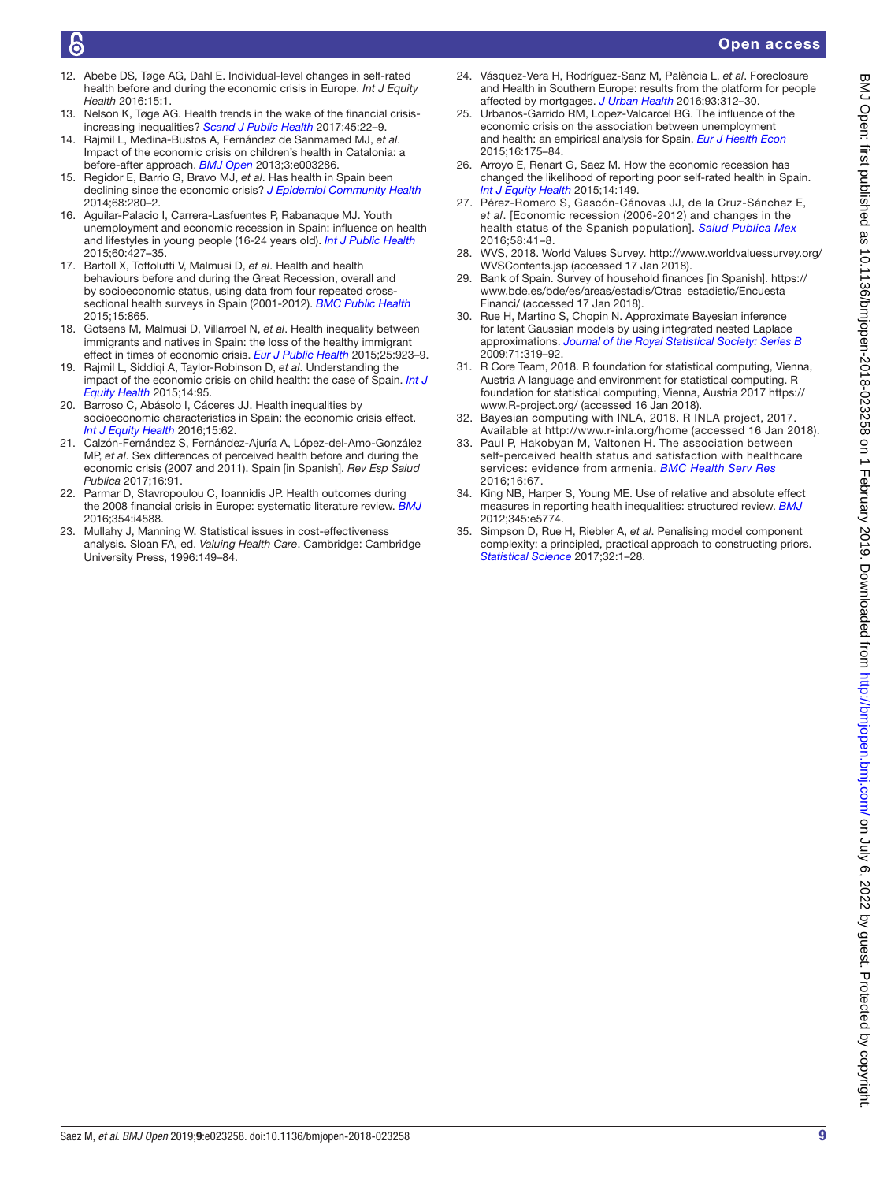12. Abebe DS, Tøge AG, Dahl E. Individual-level changes in self-rated health before and during the economic crisis in Europe. *Int J Equity Health* 2016:15:1.
13. Nelson K, Tøge AG. Health trends in the wake of the financial crisis-increasing inequalities? *Scand J Public Health* 2017;45:22–9.
14. Rajmil L, Medina-Bustos A, Fernández de Sanmamed MJ, *et al*. Impact of the economic crisis on children's health in Catalonia: a before-after approach. *BMJ Open* 2013;3:e003286.
15. Regidor E, Barrio G, Bravo MJ, *et al*. Has health in Spain been declining since the economic crisis? *J Epidemiol Community Health* 2014;68:280–2.
16. Aguilar-Palacio I, Carrera-Lasfuentes P, Rabanaque MJ. Youth unemployment and economic recession in Spain: influence on health and lifestyles in young people (16-24 years old). *Int J Public Health* 2015;60:427–35.
17. Bartoll X, Toffolutti V, Malmusi D, *et al*. Health and health behaviours before and during the Great Recession, overall and by socioeconomic status, using data from four repeated cross-sectional health surveys in Spain (2001-2012). *BMC Public Health* 2015;15:865.
18. Gotsens M, Malmusi D, Villarroel N, *et al*. Health inequality between immigrants and natives in Spain: the loss of the healthy immigrant effect in times of economic crisis. *Eur J Public Health* 2015;25:923–9.
19. Rajmil L, Siddiqi A, Taylor-Robinson D, *et al*. Understanding the impact of the economic crisis on child health: the case of Spain. *Int J Equity Health* 2015;14:95.
20. Barroso C, Abásolo I, Cáceres JJ. Health inequalities by socioeconomic characteristics in Spain: the economic crisis effect. *Int J Equity Health* 2016;15:62.
21. Calzón-Fernández S, Fernández-Ajuría A, López-del-Amo-González MP, *et al*. Sex differences of perceived health before and during the economic crisis (2007 and 2011). Spain [in Spanish]. *Rev Esp Salud Publica* 2017;16:91.
22. Parmar D, Stavropoulou C, Ioannidis JP. Health outcomes during the 2008 financial crisis in Europe: systematic literature review. *BMJ* 2016;354:i4588.
23. Mullahy J, Manning W. Statistical issues in cost-effectiveness analysis. Sloan FA, ed. *Valuing Health Care*. Cambridge: Cambridge University Press, 1996:149–84.
24. Vásquez-Vera H, Rodríguez-Sanz M, Palència L, *et al*. Foreclosure and Health in Southern Europe: results from the platform for people affected by mortgages. *J Urban Health* 2016;93:312–30.
25. Urbanos-Garrido RM, Lopez-Valcarcel BG. The influence of the economic crisis on the association between unemployment and health: an empirical analysis for Spain. *Eur J Health Econ* 2015;16:175–84.
26. Arroyo E, Renart G, Saez M. How the economic recession has changed the likelihood of reporting poor self-rated health in Spain. *Int J Equity Health* 2015;14:149.
27. Pérez-Romero S, Gascón-Cánovas JJ, de la Cruz-Sánchez E, *et al*. [Economic recession (2006-2012) and changes in the health status of the Spanish population]. *Salud Publica Mex* 2016;58:41–8.
28. WVS, 2018. World Values Survey. http://www.worldvaluessurvey.org/WVSContents.jsp (accessed 17 Jan 2018).
29. Bank of Spain. Survey of household finances [in Spanish]. https://www.bde.es/bde/es/areas/estadis/Otras_estadistic/Encuesta_Financi/ (accessed 17 Jan 2018).
30. Rue H, Martino S, Chopin N. Approximate Bayesian inference for latent Gaussian models by using integrated nested Laplace approximations. *Journal of the Royal Statistical Society: Series B* 2009;71:319–92.
31. R Core Team, 2018. R foundation for statistical computing, Vienna, Austria A language and environment for statistical computing. R foundation for statistical computing, Vienna, Austria 2017 https://www.R-project.org/ (accessed 16 Jan 2018).
32. Bayesian computing with INLA, 2018. R INLA project, 2017. Available at http://www.r-inla.org/home (accessed 16 Jan 2018).
33. Paul P, Hakobyan M, Valtonen H. The association between self-perceived health status and satisfaction with healthcare services: evidence from armenia. *BMC Health Serv Res* 2016;16:67.
34. King NB, Harper S, Young ME. Use of relative and absolute effect measures in reporting health inequalities: structured review. *BMJ* 2012;345:e5774.
35. Simpson D, Rue H, Riebler A, *et al*. Penalising model component complexity: a principled, practical approach to constructing priors. *Statistical Science* 2017;32:1–28.